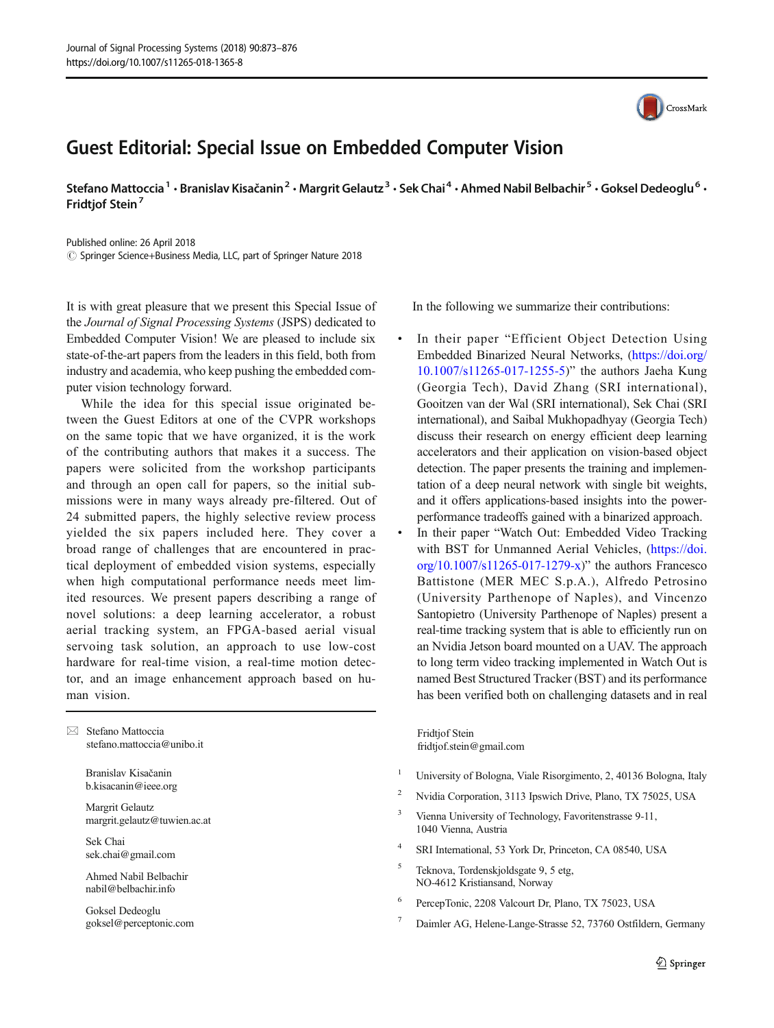# Guest Editorial: Special Issue on Embedded Computer Vision

**Stefano Mattoccia**[1] **· Branislav Kisačanin**[2] **· Margrit Gelautz**[3] **· Sek Chai**[4] **· Ahmed Nabil Belbachir**[5] **· Goksel Dedeoglu**[6] **· Fridtjof Stein**[7]

Published online: 26 April 2018
© Springer Science+Business Media, LLC, part of Springer Nature 2018

It is with great pleasure that we present this Special Issue of the *Journal of Signal Processing Systems* (JSPS) dedicated to Embedded Computer Vision! We are pleased to include six state-of-the-art papers from the leaders in this field, both from industry and academia, who keep pushing the embedded computer vision technology forward.

While the idea for this special issue originated between the Guest Editors at one of the CVPR workshops on the same topic that we have organized, it is the work of the contributing authors that makes it a success. The papers were solicited from the workshop participants and through an open call for papers, so the initial submissions were in many ways already pre-filtered. Out of 24 submitted papers, the highly selective review process yielded the six papers included here. They cover a broad range of challenges that are encountered in practical deployment of embedded vision systems, especially when high computational performance needs meet limited resources. We present papers describing a range of novel solutions: a deep learning accelerator, a robust aerial tracking system, an FPGA-based aerial visual servoing task solution, an approach to use low-cost hardware for real-time vision, a real-time motion detector, and an image enhancement approach based on human vision.

In the following we summarize their contributions:

- In their paper "Efficient Object Detection Using Embedded Binarized Neural Networks, (https://doi.org/10.1007/s11265-017-1255-5)" the authors Jaeha Kung (Georgia Tech), David Zhang (SRI international), Gooitzen van der Wal (SRI international), Sek Chai (SRI international), and Saibal Mukhopadhyay (Georgia Tech) discuss their research on energy efficient deep learning accelerators and their application on vision-based object detection. The paper presents the training and implementation of a deep neural network with single bit weights, and it offers applications-based insights into the power-performance tradeoffs gained with a binarized approach.
- In their paper "Watch Out: Embedded Video Tracking with BST for Unmanned Aerial Vehicles, (https://doi.org/10.1007/s11265-017-1279-x)" the authors Francesco Battistone (MER MEC S.p.A.), Alfredo Petrosino (University Parthenope of Naples), and Vincenzo Santopietro (University Parthenope of Naples) present a real-time tracking system that is able to efficiently run on an Nvidia Jetson board mounted on a UAV. The approach to long term video tracking implemented in Watch Out is named Best Structured Tracker (BST) and its performance has been verified both on challenging datasets and in real

---

✉ Stefano Mattoccia
stefano.mattoccia@unibo.it

Branislav Kisačanin
b.kisacanin@ieee.org

Margrit Gelautz
margrit.gelautz@tuwien.ac.at

Sek Chai
sek.chai@gmail.com

Ahmed Nabil Belbachir
nabil@belbachir.info

Goksel Dedeoglu
goksel@perceptonic.com

Fridtjof Stein
fridtjof.stein@gmail.com

1. University of Bologna, Viale Risorgimento, 2, 40136 Bologna, Italy
2. Nvidia Corporation, 3113 Ipswich Drive, Plano, TX 75025, USA
3. Vienna University of Technology, Favoritenstrasse 9-11, 1040 Vienna, Austria
4. SRI International, 53 York Dr, Princeton, CA 08540, USA
5. Teknova, Tordenskjoldsgate 9, 5 etg, NO-4612 Kristiansand, Norway
6. PercepTonic, 2208 Valcourt Dr, Plano, TX 75023, USA
7. Daimler AG, Helene-Lange-Strasse 52, 73760 Ostfildern, Germany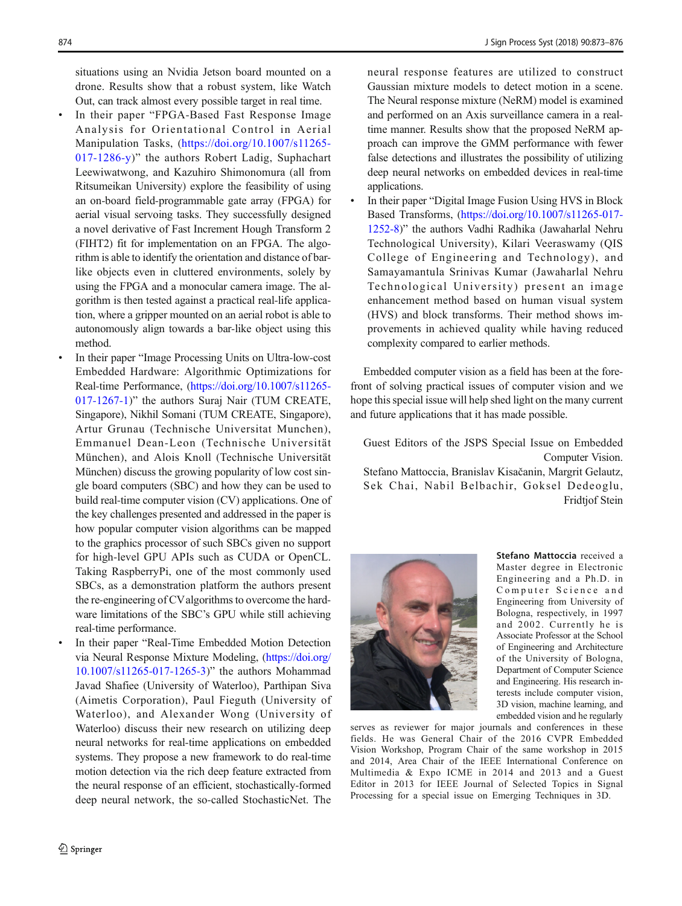situations using an Nvidia Jetson board mounted on a drone. Results show that a robust system, like Watch Out, can track almost every possible target in real time.

- In their paper "FPGA-Based Fast Response Image Analysis for Orientational Control in Aerial Manipulation Tasks, (https://doi.org/10.1007/s11265-017-1286-y)" the authors Robert Ladig, Suphachart Leewiwatwong, and Kazuhiro Shimonomura (all from Ritsumeikan University) explore the feasibility of using an on-board field-programmable gate array (FPGA) for aerial visual servoing tasks. They successfully designed a novel derivative of Fast Increment Hough Transform 2 (FIHT2) fit for implementation on an FPGA. The algorithm is able to identify the orientation and distance of bar-like objects even in cluttered environments, solely by using the FPGA and a monocular camera image. The algorithm is then tested against a practical real-life application, where a gripper mounted on an aerial robot is able to autonomously align towards a bar-like object using this method.
- In their paper "Image Processing Units on Ultra-low-cost Embedded Hardware: Algorithmic Optimizations for Real-time Performance, (https://doi.org/10.1007/s11265-017-1267-1)" the authors Suraj Nair (TUM CREATE, Singapore), Nikhil Somani (TUM CREATE, Singapore), Artur Grunau (Technische Universitat Munchen), Emmanuel Dean-Leon (Technische Universität München), and Alois Knoll (Technische Universität München) discuss the growing popularity of low cost single board computers (SBC) and how they can be used to build real-time computer vision (CV) applications. One of the key challenges presented and addressed in the paper is how popular computer vision algorithms can be mapped to the graphics processor of such SBCs given no support for high-level GPU APIs such as CUDA or OpenCL. Taking RaspberryPi, one of the most commonly used SBCs, as a demonstration platform the authors present the re-engineering of CV algorithms to overcome the hardware limitations of the SBC's GPU while still achieving real-time performance.
- In their paper "Real-Time Embedded Motion Detection via Neural Response Mixture Modeling, (https://doi.org/10.1007/s11265-017-1265-3)" the authors Mohammad Javad Shafiee (University of Waterloo), Parthipan Siva (Aimetis Corporation), Paul Fieguth (University of Waterloo), and Alexander Wong (University of Waterloo) discuss their new research on utilizing deep neural networks for real-time applications on embedded systems. They propose a new framework to do real-time motion detection via the rich deep feature extracted from the neural response of an efficient, stochastically-formed deep neural network, the so-called StochasticNet. The neural response features are utilized to construct Gaussian mixture models to detect motion in a scene. The Neural response mixture (NeRM) model is examined and performed on an Axis surveillance camera in a real-time manner. Results show that the proposed NeRM approach can improve the GMM performance with fewer false detections and illustrates the possibility of utilizing deep neural networks on embedded devices in real-time applications.
- In their paper "Digital Image Fusion Using HVS in Block Based Transforms, (https://doi.org/10.1007/s11265-017-1252-8)" the authors Vadhi Radhika (Jawaharlal Nehru Technological University), Kilari Veeraswamy (QIS College of Engineering and Technology), and Samayamantula Srinivas Kumar (Jawaharlal Nehru Technological University) present an image enhancement method based on human visual system (HVS) and block transforms. Their method shows improvements in achieved quality while having reduced complexity compared to earlier methods.

Embedded computer vision as a field has been at the forefront of solving practical issues of computer vision and we hope this special issue will help shed light on the many current and future applications that it has made possible.

Guest Editors of the JSPS Special Issue on Embedded Computer Vision.
Stefano Mattoccia, Branislav Kisačanin, Margrit Gelautz, Sek Chai, Nabil Belbachir, Goksel Dedeoglu, Fridtjof Stein

**Stefano Mattoccia** received a Master degree in Electronic Engineering and a Ph.D. in Computer Science and Engineering from University of Bologna, respectively, in 1997 and 2002. Currently he is Associate Professor at the School of Engineering and Architecture of the University of Bologna, Department of Computer Science and Engineering. His research interests include computer vision, 3D vision, machine learning, and embedded vision and he regularly serves as reviewer for major journals and conferences in these fields. He was General Chair of the 2016 CVPR Embedded Vision Workshop, Program Chair of the same workshop in 2015 and 2014, Area Chair of the IEEE International Conference on Multimedia & Expo ICME in 2014 and 2013 and a Guest Editor in 2013 for IEEE Journal of Selected Topics in Signal Processing for a special issue on Emerging Techniques in 3D.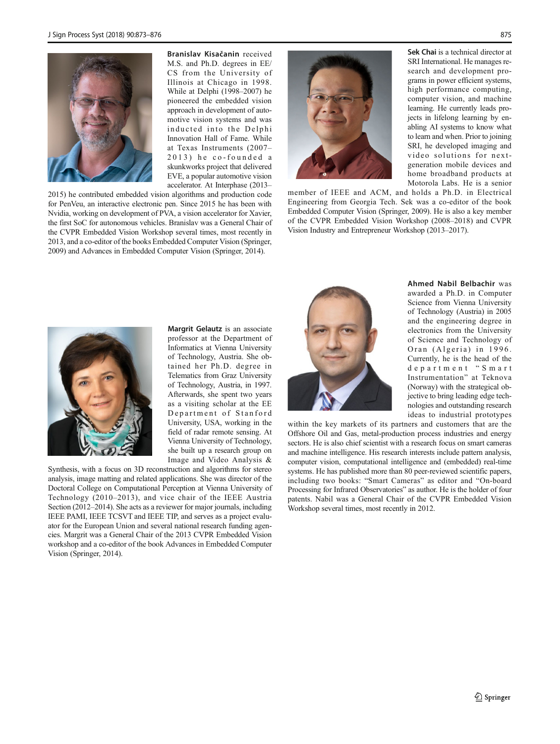**Branislav Kisačanin** received M.S. and Ph.D. degrees in EE/CS from the University of Illinois at Chicago in 1998. While at Delphi (1998–2007) he pioneered the embedded vision approach in development of automotive vision systems and was inducted into the Delphi Innovation Hall of Fame. While at Texas Instruments (2007–2013) he co-founded a skunkworks project that delivered EVE, a popular automotive vision accelerator. At Interphase (2013–2015) he contributed embedded vision algorithms and production code for PenVeu, an interactive electronic pen. Since 2015 he has been with Nvidia, working on development of PVA, a vision accelerator for Xavier, the first SoC for autonomous vehicles. Branislav was a General Chair of the CVPR Embedded Vision Workshop several times, most recently in 2013, and a co-editor of the books Embedded Computer Vision (Springer, 2009) and Advances in Embedded Computer Vision (Springer, 2014).

**Sek Chai** is a technical director at SRI International. He manages research and development programs in power efficient systems, high performance computing, computer vision, and machine learning. He currently leads projects in lifelong learning by enabling AI systems to know what to learn and when. Prior to joining SRI, he developed imaging and video solutions for next-generation mobile devices and home broadband products at Motorola Labs. He is a senior member of IEEE and ACM, and holds a Ph.D. in Electrical Engineering from Georgia Tech. Sek was a co-editor of the book Embedded Computer Vision (Springer, 2009). He is also a key member of the CVPR Embedded Vision Workshop (2008–2018) and CVPR Vision Industry and Entrepreneur Workshop (2013–2017).

**Margrit Gelautz** is an associate professor at the Department of Informatics at Vienna University of Technology, Austria. She obtained her Ph.D. degree in Telematics from Graz University of Technology, Austria, in 1997. Afterwards, she spent two years as a visiting scholar at the EE Department of Stanford University, USA, working in the field of radar remote sensing. At Vienna University of Technology, she built up a research group on Image and Video Analysis & Synthesis, with a focus on 3D reconstruction and algorithms for stereo analysis, image matting and related applications. She was director of the Doctoral College on Computational Perception at Vienna University of Technology (2010–2013), and vice chair of the IEEE Austria Section (2012–2014). She acts as a reviewer for major journals, including IEEE PAMI, IEEE TCSVT and IEEE TIP, and serves as a project evaluator for the European Union and several national research funding agencies. Margrit was a General Chair of the 2013 CVPR Embedded Vision workshop and a co-editor of the book Advances in Embedded Computer Vision (Springer, 2014).

**Ahmed Nabil Belbachir** was awarded a Ph.D. in Computer Science from Vienna University of Technology (Austria) in 2005 and the engineering degree in electronics from the University of Science and Technology of Oran (Algeria) in 1996. Currently, he is the head of the department "Smart Instrumentation" at Teknova (Norway) with the strategical objective to bring leading edge technologies and outstanding research ideas to industrial prototypes within the key markets of its partners and customers that are the Offshore Oil and Gas, metal-production process industries and energy sectors. He is also chief scientist with a research focus on smart cameras and machine intelligence. His research interests include pattern analysis, computer vision, computational intelligence and (embedded) real-time systems. He has published more than 80 peer-reviewed scientific papers, including two books: "Smart Cameras" as editor and "On-board Processing for Infrared Observatories" as author. He is the holder of four patents. Nabil was a General Chair of the CVPR Embedded Vision Workshop several times, most recently in 2012.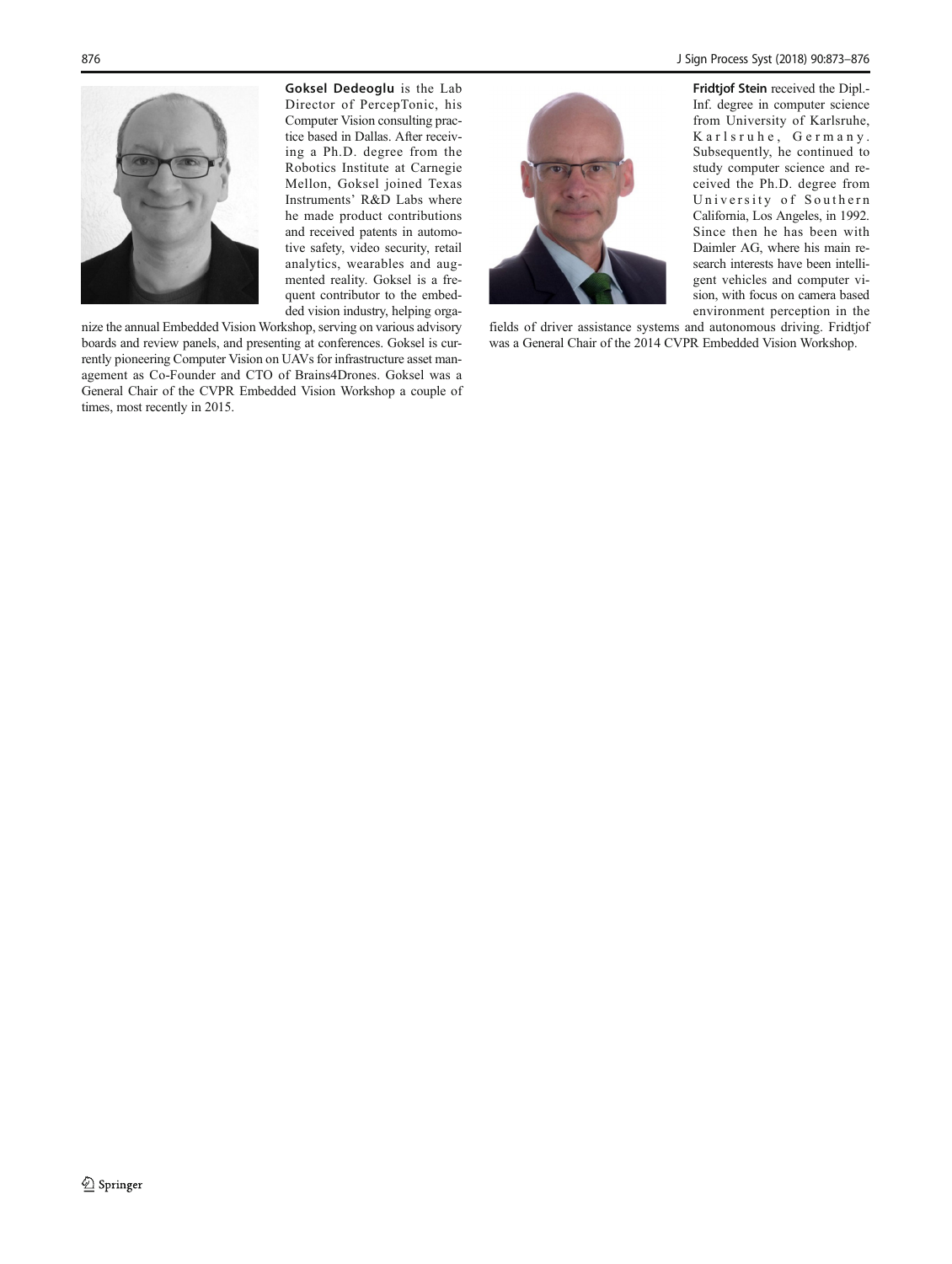**Goksel Dedeoglu** is the Lab Director of PercepTonic, his Computer Vision consulting practice based in Dallas. After receiving a Ph.D. degree from the Robotics Institute at Carnegie Mellon, Goksel joined Texas Instruments' R&D Labs where he made product contributions and received patents in automotive safety, video security, retail analytics, wearables and augmented reality. Goksel is a frequent contributor to the embedded vision industry, helping organize the annual Embedded Vision Workshop, serving on various advisory boards and review panels, and presenting at conferences. Goksel is currently pioneering Computer Vision on UAVs for infrastructure asset management as Co-Founder and CTO of Brains4Drones. Goksel was a General Chair of the CVPR Embedded Vision Workshop a couple of times, most recently in 2015.

**Fridtjof Stein** received the Dipl.-Inf. degree in computer science from University of Karlsruhe, Karlsruhe, Germany. Subsequently, he continued to study computer science and received the Ph.D. degree from University of Southern California, Los Angeles, in 1992. Since then he has been with Daimler AG, where his main research interests have been intelligent vehicles and computer vision, with focus on camera based environment perception in the fields of driver assistance systems and autonomous driving. Fridtjof was a General Chair of the 2014 CVPR Embedded Vision Workshop.